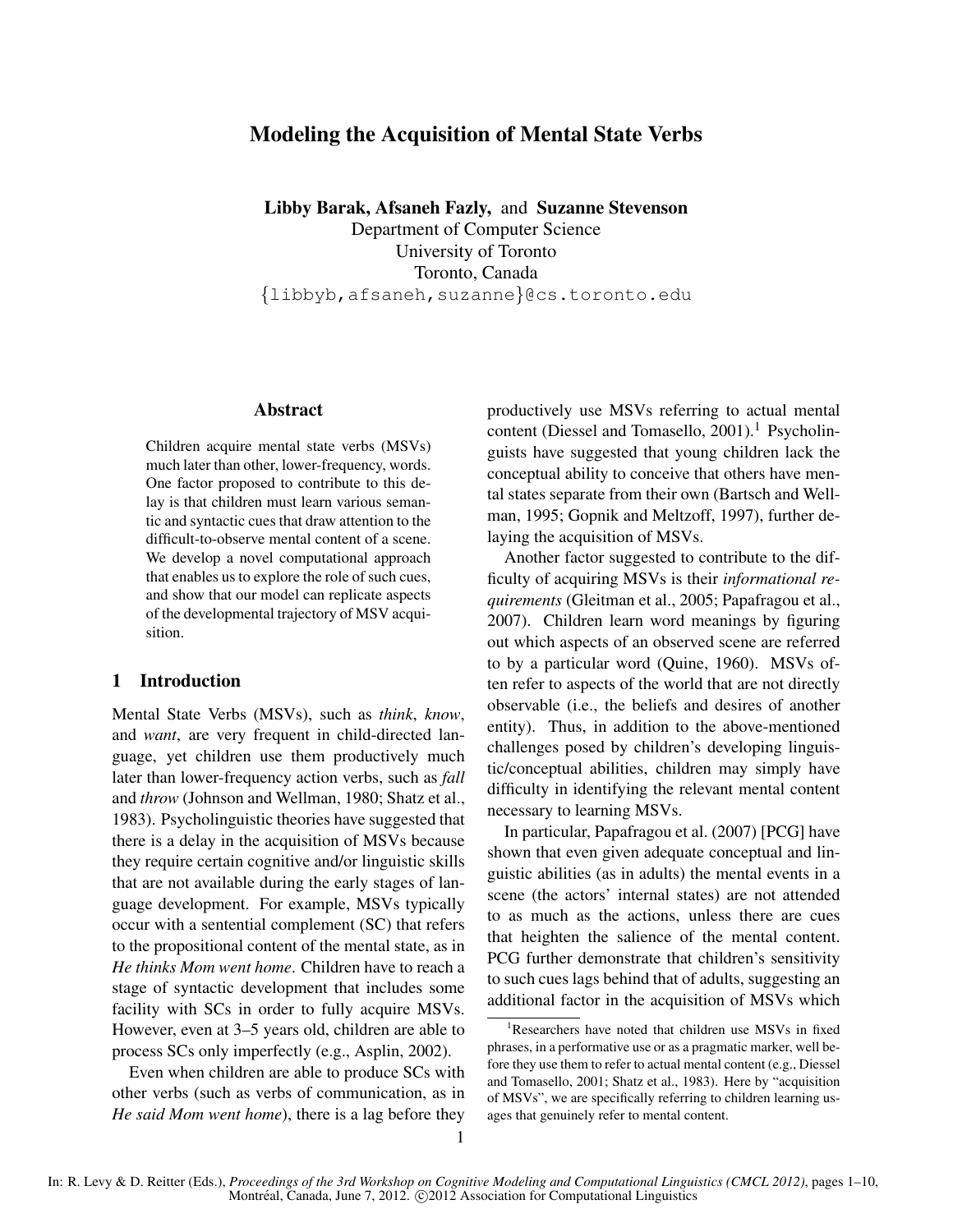# Modeling the Acquisition of Mental State Verbs

**Libby Barak, Afsaneh Fazly,** and **Suzanne Stevenson**
Department of Computer Science
University of Toronto
Toronto, Canada
{libbyb,afsaneh,suzanne}@cs.toronto.edu

## Abstract

Children acquire mental state verbs (MSVs) much later than other, lower-frequency, words. One factor proposed to contribute to this delay is that children must learn various semantic and syntactic cues that draw attention to the difficult-to-observe mental content of a scene. We develop a novel computational approach that enables us to explore the role of such cues, and show that our model can replicate aspects of the developmental trajectory of MSV acquisition.

## 1 Introduction

Mental State Verbs (MSVs), such as *think*, *know*, and *want*, are very frequent in child-directed language, yet children use them productively much later than lower-frequency action verbs, such as *fall* and *throw* (Johnson and Wellman, 1980; Shatz et al., 1983). Psycholinguistic theories have suggested that there is a delay in the acquisition of MSVs because they require certain cognitive and/or linguistic skills that are not available during the early stages of language development. For example, MSVs typically occur with a sentential complement (SC) that refers to the propositional content of the mental state, as in *He thinks Mom went home*. Children have to reach a stage of syntactic development that includes some facility with SCs in order to fully acquire MSVs. However, even at 3–5 years old, children are able to process SCs only imperfectly (e.g., Asplin, 2002).

Even when children are able to produce SCs with other verbs (such as verbs of communication, as in *He said Mom went home*), there is a lag before they productively use MSVs referring to actual mental content (Diessel and Tomasello, 2001).[1] Psycholinguists have suggested that young children lack the conceptual ability to conceive that others have mental states separate from their own (Bartsch and Wellman, 1995; Gopnik and Meltzoff, 1997), further delaying the acquisition of MSVs.

Another factor suggested to contribute to the difficulty of acquiring MSVs is their *informational requirements* (Gleitman et al., 2005; Papafragou et al., 2007). Children learn word meanings by figuring out which aspects of an observed scene are referred to by a particular word (Quine, 1960). MSVs often refer to aspects of the world that are not directly observable (i.e., the beliefs and desires of another entity). Thus, in addition to the above-mentioned challenges posed by children's developing linguistic/conceptual abilities, children may simply have difficulty in identifying the relevant mental content necessary to learning MSVs.

In particular, Papafragou et al. (2007) [PCG] have shown that even given adequate conceptual and linguistic abilities (as in adults) the mental events in a scene (the actors' internal states) are not attended to as much as the actions, unless there are cues that heighten the salience of the mental content. PCG further demonstrate that children's sensitivity to such cues lags behind that of adults, suggesting an additional factor in the acquisition of MSVs which

[1] Researchers have noted that children use MSVs in fixed phrases, in a performative use or as a pragmatic marker, well before they use them to refer to actual mental content (e.g., Diessel and Tomasello, 2001; Shatz et al., 1983). Here by "acquisition of MSVs", we are specifically referring to children learning usages that genuinely refer to mental content.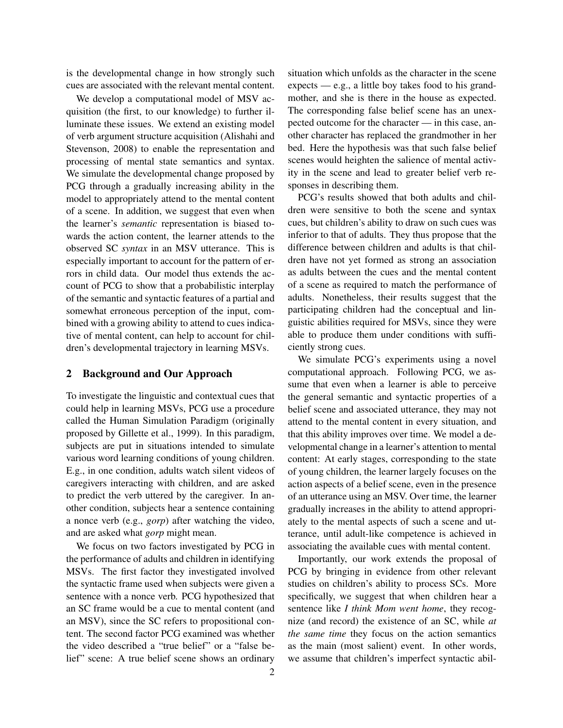is the developmental change in how strongly such cues are associated with the relevant mental content.

We develop a computational model of MSV acquisition (the first, to our knowledge) to further illuminate these issues. We extend an existing model of verb argument structure acquisition (Alishahi and Stevenson, 2008) to enable the representation and processing of mental state semantics and syntax. We simulate the developmental change proposed by PCG through a gradually increasing ability in the model to appropriately attend to the mental content of a scene. In addition, we suggest that even when the learner's *semantic* representation is biased towards the action content, the learner attends to the observed SC *syntax* in an MSV utterance. This is especially important to account for the pattern of errors in child data. Our model thus extends the account of PCG to show that a probabilistic interplay of the semantic and syntactic features of a partial and somewhat erroneous perception of the input, combined with a growing ability to attend to cues indicative of mental content, can help to account for children's developmental trajectory in learning MSVs.

## 2 Background and Our Approach

To investigate the linguistic and contextual cues that could help in learning MSVs, PCG use a procedure called the Human Simulation Paradigm (originally proposed by Gillette et al., 1999). In this paradigm, subjects are put in situations intended to simulate various word learning conditions of young children. E.g., in one condition, adults watch silent videos of caregivers interacting with children, and are asked to predict the verb uttered by the caregiver. In another condition, subjects hear a sentence containing a nonce verb (e.g., *gorp*) after watching the video, and are asked what *gorp* might mean.

We focus on two factors investigated by PCG in the performance of adults and children in identifying MSVs. The first factor they investigated involved the syntactic frame used when subjects were given a sentence with a nonce verb. PCG hypothesized that an SC frame would be a cue to mental content (and an MSV), since the SC refers to propositional content. The second factor PCG examined was whether the video described a "true belief" or a "false belief" scene: A true belief scene shows an ordinary situation which unfolds as the character in the scene expects — e.g., a little boy takes food to his grandmother, and she is there in the house as expected. The corresponding false belief scene has an unexpected outcome for the character — in this case, another character has replaced the grandmother in her bed. Here the hypothesis was that such false belief scenes would heighten the salience of mental activity in the scene and lead to greater belief verb responses in describing them.

PCG's results showed that both adults and children were sensitive to both the scene and syntax cues, but children's ability to draw on such cues was inferior to that of adults. They thus propose that the difference between children and adults is that children have not yet formed as strong an association as adults between the cues and the mental content of a scene as required to match the performance of adults. Nonetheless, their results suggest that the participating children had the conceptual and linguistic abilities required for MSVs, since they were able to produce them under conditions with sufficiently strong cues.

We simulate PCG's experiments using a novel computational approach. Following PCG, we assume that even when a learner is able to perceive the general semantic and syntactic properties of a belief scene and associated utterance, they may not attend to the mental content in every situation, and that this ability improves over time. We model a developmental change in a learner's attention to mental content: At early stages, corresponding to the state of young children, the learner largely focuses on the action aspects of a belief scene, even in the presence of an utterance using an MSV. Over time, the learner gradually increases in the ability to attend appropriately to the mental aspects of such a scene and utterance, until adult-like competence is achieved in associating the available cues with mental content.

Importantly, our work extends the proposal of PCG by bringing in evidence from other relevant studies on children's ability to process SCs. More specifically, we suggest that when children hear a sentence like *I think Mom went home*, they recognize (and record) the existence of an SC, while *at the same time* they focus on the action semantics as the main (most salient) event. In other words, we assume that children's imperfect syntactic abil-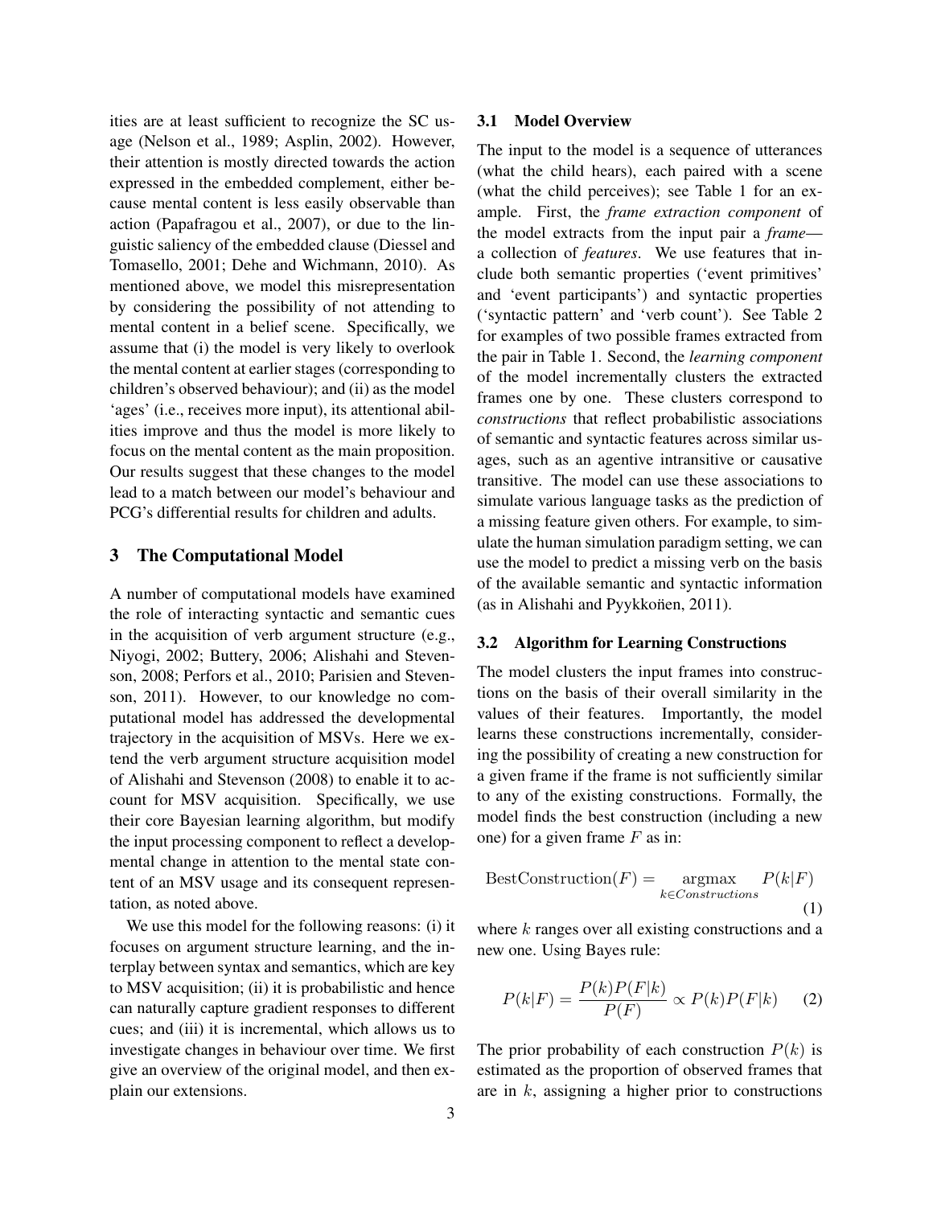ities are at least sufficient to recognize the SC usage (Nelson et al., 1989; Asplin, 2002). However, their attention is mostly directed towards the action expressed in the embedded complement, either because mental content is less easily observable than action (Papafragou et al., 2007), or due to the linguistic saliency of the embedded clause (Diessel and Tomasello, 2001; Dehe and Wichmann, 2010). As mentioned above, we model this misrepresentation by considering the possibility of not attending to mental content in a belief scene. Specifically, we assume that (i) the model is very likely to overlook the mental content at earlier stages (corresponding to children's observed behaviour); and (ii) as the model 'ages' (i.e., receives more input), its attentional abilities improve and thus the model is more likely to focus on the mental content as the main proposition. Our results suggest that these changes to the model lead to a match between our model's behaviour and PCG's differential results for children and adults.

## 3 The Computational Model

A number of computational models have examined the role of interacting syntactic and semantic cues in the acquisition of verb argument structure (e.g., Niyogi, 2002; Buttery, 2006; Alishahi and Stevenson, 2008; Perfors et al., 2010; Parisien and Stevenson, 2011). However, to our knowledge no computational model has addressed the developmental trajectory in the acquisition of MSVs. Here we extend the verb argument structure acquisition model of Alishahi and Stevenson (2008) to enable it to account for MSV acquisition. Specifically, we use their core Bayesian learning algorithm, but modify the input processing component to reflect a developmental change in attention to the mental state content of an MSV usage and its consequent representation, as noted above.

We use this model for the following reasons: (i) it focuses on argument structure learning, and the interplay between syntax and semantics, which are key to MSV acquisition; (ii) it is probabilistic and hence can naturally capture gradient responses to different cues; and (iii) it is incremental, which allows us to investigate changes in behaviour over time. We first give an overview of the original model, and then explain our extensions.

### 3.1 Model Overview

The input to the model is a sequence of utterances (what the child hears), each paired with a scene (what the child perceives); see Table 1 for an example. First, the *frame extraction component* of the model extracts from the input pair a *frame*—a collection of *features*. We use features that include both semantic properties ('event primitives' and 'event participants') and syntactic properties ('syntactic pattern' and 'verb count'). See Table 2 for examples of two possible frames extracted from the pair in Table 1. Second, the *learning component* of the model incrementally clusters the extracted frames one by one. These clusters correspond to *constructions* that reflect probabilistic associations of semantic and syntactic features across similar usages, such as an agentive intransitive or causative transitive. The model can use these associations to simulate various language tasks as the prediction of a missing feature given others. For example, to simulate the human simulation paradigm setting, we can use the model to predict a missing verb on the basis of the available semantic and syntactic information (as in Alishahi and Pyykkönen, 2011).

### 3.2 Algorithm for Learning Constructions

The model clusters the input frames into constructions on the basis of their overall similarity in the values of their features. Importantly, the model learns these constructions incrementally, considering the possibility of creating a new construction for a given frame if the frame is not sufficiently similar to any of the existing constructions. Formally, the model finds the best construction (including a new one) for a given frame $F$ as in:

$$\text{BestConstruction}(F) = \underset{k \in Constructions}{\text{argmax}} P(k|F) \tag{1}$$

where $k$ ranges over all existing constructions and a new one. Using Bayes rule:

$$P(k|F) = \frac{P(k)P(F|k)}{P(F)} \propto P(k)P(F|k) \tag{2}$$

The prior probability of each construction $P(k)$ is estimated as the proportion of observed frames that are in $k$, assigning a higher prior to constructions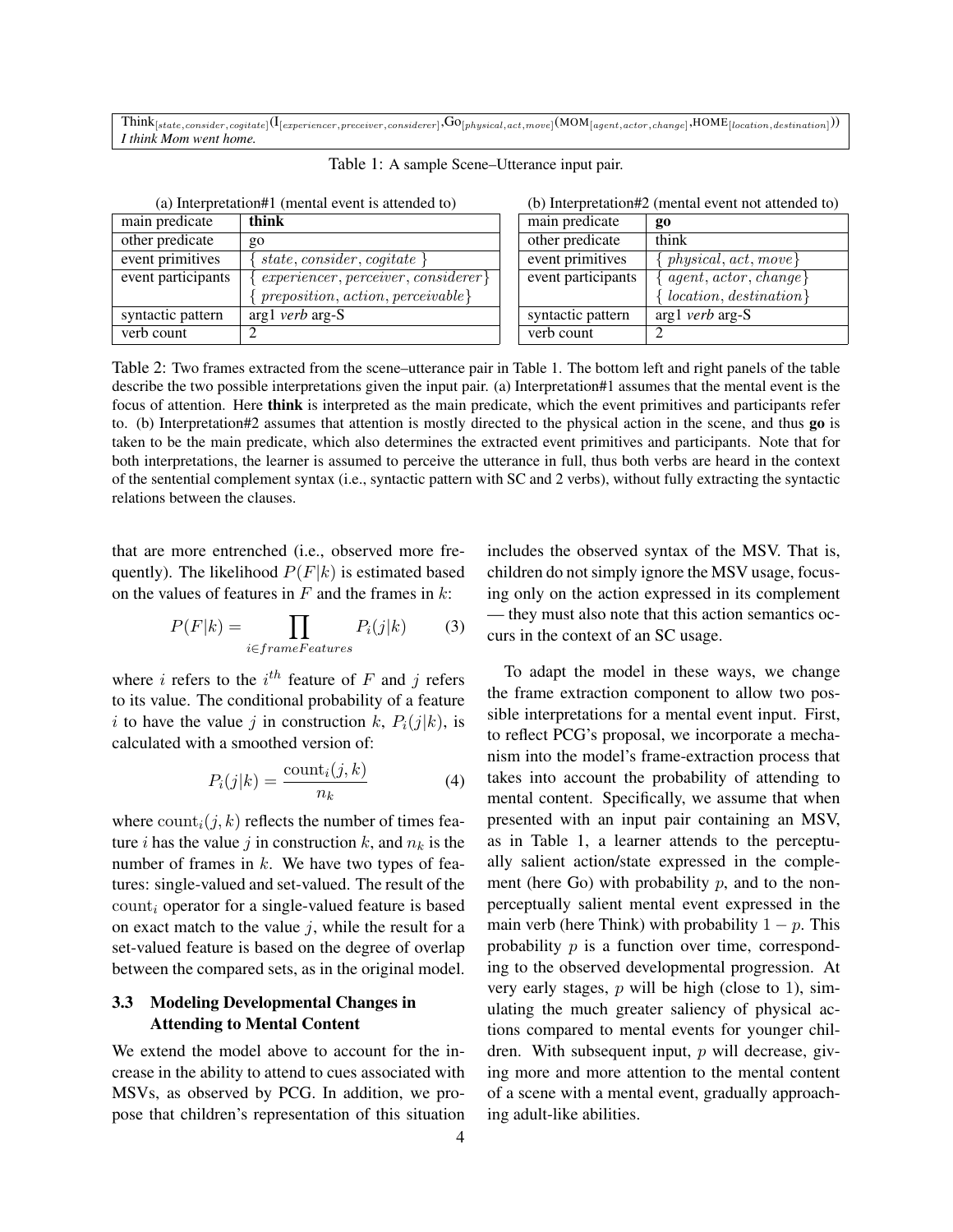| Think$_{[state,consider,cogitate]}$(I$_{[experiencer,preceiver,considerer]}$,Go$_{[physical,act,move]}$(MOM$_{[agent,actor,change]}$,HOME$_{[location,destination]}$)) |
| --- |
| *I think Mom went home.* |

Table 1: A sample Scene–Utterance input pair.

(a) Interpretation#1 (mental event is attended to)

| main predicate | **think** |
| --- | --- |
| other predicate | go |
| event primitives | $\{$ *state*, *consider*, *cogitate* $\}$ |
| event participants | $\{$ *experiencer*, *perceiver*, *considerer* $\}$ <br> $\{$ *preposition*, *action*, *perceivable* $\}$ |
| syntactic pattern | arg1 *verb* arg-S |
| verb count | 2 |

(b) Interpretation#2 (mental event not attended to)

| main predicate | **go** |
| --- | --- |
| other predicate | think |
| event primitives | $\{$ *physical*, *act*, *move* $\}$ |
| event participants | $\{$ *agent*, *actor*, *change* $\}$ <br> $\{$ *location*, *destination* $\}$ |
| syntactic pattern | arg1 *verb* arg-S |
| verb count | 2 |

Table 2: Two frames extracted from the scene–utterance pair in Table 1. The bottom left and right panels of the table describe the two possible interpretations given the input pair. (a) Interpretation#1 assumes that the mental event is the focus of attention. Here **think** is interpreted as the main predicate, which the event primitives and participants refer to. (b) Interpretation#2 assumes that attention is mostly directed to the physical action in the scene, and thus **go** is taken to be the main predicate, which also determines the extracted event primitives and participants. Note that for both interpretations, the learner is assumed to perceive the utterance in full, thus both verbs are heard in the context of the sentential complement syntax (i.e., syntactic pattern with SC and 2 verbs), without fully extracting the syntactic relations between the clauses.

that are more entrenched (i.e., observed more frequently). The likelihood $P(F|k)$ is estimated based on the values of features in $F$ and the frames in $k$:

$$P(F|k) = \prod_{i \in frameFeatures} P_i(j|k) \qquad (3)$$

where $i$ refers to the $i^{th}$ feature of $F$ and $j$ refers to its value. The conditional probability of a feature $i$ to have the value $j$ in construction $k$, $P_i(j|k)$, is calculated with a smoothed version of:

$$P_i(j|k) = \frac{\text{count}_i(j,k)}{n_k} \qquad (4)$$

where $\text{count}_i(j,k)$ reflects the number of times feature $i$ has the value $j$ in construction $k$, and $n_k$ is the number of frames in $k$. We have two types of features: single-valued and set-valued. The result of the $\text{count}_i$ operator for a single-valued feature is based on exact match to the value $j$, while the result for a set-valued feature is based on the degree of overlap between the compared sets, as in the original model.

### 3.3 Modeling Developmental Changes in Attending to Mental Content

We extend the model above to account for the increase in the ability to attend to cues associated with MSVs, as observed by PCG. In addition, we propose that children's representation of this situation includes the observed syntax of the MSV. That is, children do not simply ignore the MSV usage, focusing only on the action expressed in its complement — they must also note that this action semantics occurs in the context of an SC usage.

To adapt the model in these ways, we change the frame extraction component to allow two possible interpretations for a mental event input. First, to reflect PCG's proposal, we incorporate a mechanism into the model's frame-extraction process that takes into account the probability of attending to mental content. Specifically, we assume that when presented with an input pair containing an MSV, as in Table 1, a learner attends to the perceptually salient action/state expressed in the complement (here Go) with probability $p$, and to the non-perceptually salient mental event expressed in the main verb (here Think) with probability $1 - p$. This probability $p$ is a function over time, corresponding to the observed developmental progression. At very early stages, $p$ will be high (close to 1), simulating the much greater saliency of physical actions compared to mental events for younger children. With subsequent input, $p$ will decrease, giving more and more attention to the mental content of a scene with a mental event, gradually approaching adult-like abilities.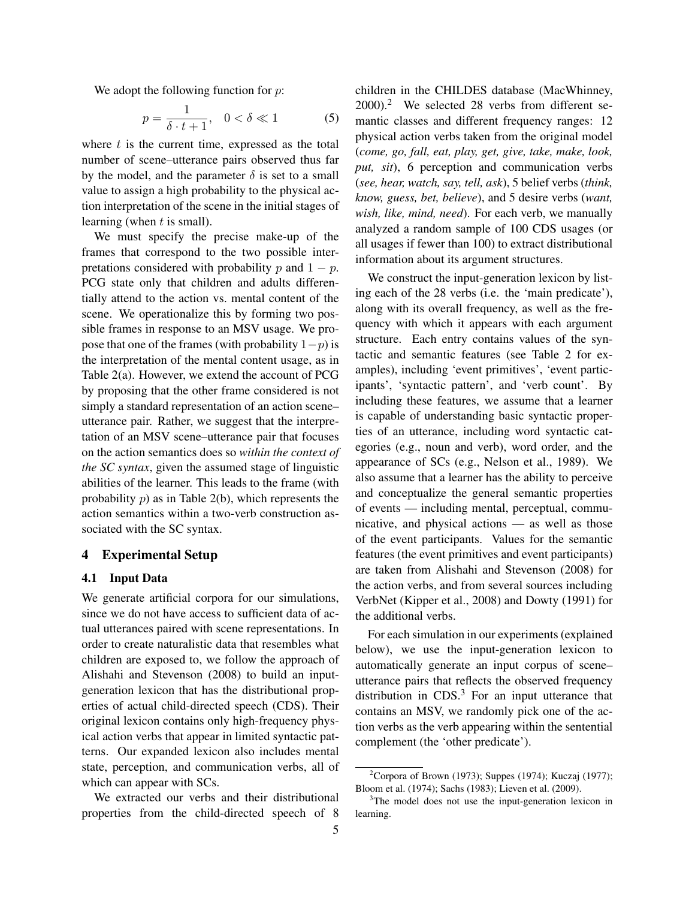We adopt the following function for $p$:

$$p = \frac{1}{\delta \cdot t + 1}, \quad 0 < \delta \ll 1 \tag{5}$$

where $t$ is the current time, expressed as the total number of scene–utterance pairs observed thus far by the model, and the parameter $\delta$ is set to a small value to assign a high probability to the physical action interpretation of the scene in the initial stages of learning (when $t$ is small).

We must specify the precise make-up of the frames that correspond to the two possible interpretations considered with probability $p$ and $1 - p$. PCG state only that children and adults differentially attend to the action vs. mental content of the scene. We operationalize this by forming two possible frames in response to an MSV usage. We propose that one of the frames (with probability $1-p$) is the interpretation of the mental content usage, as in Table 2(a). However, we extend the account of PCG by proposing that the other frame considered is not simply a standard representation of an action scene–utterance pair. Rather, we suggest that the interpretation of an MSV scene–utterance pair that focuses on the action semantics does so *within the context of the SC syntax*, given the assumed stage of linguistic abilities of the learner. This leads to the frame (with probability $p$) as in Table 2(b), which represents the action semantics within a two-verb construction associated with the SC syntax.

## 4 Experimental Setup

### 4.1 Input Data

We generate artificial corpora for our simulations, since we do not have access to sufficient data of actual utterances paired with scene representations. In order to create naturalistic data that resembles what children are exposed to, we follow the approach of Alishahi and Stevenson (2008) to build an input-generation lexicon that has the distributional properties of actual child-directed speech (CDS). Their original lexicon contains only high-frequency physical action verbs that appear in limited syntactic patterns. Our expanded lexicon also includes mental state, perception, and communication verbs, all of which can appear with SCs.

We extracted our verbs and their distributional properties from the child-directed speech of 8 children in the CHILDES database (MacWhinney, 2000).[2] We selected 28 verbs from different semantic classes and different frequency ranges: 12 physical action verbs taken from the original model (*come, go, fall, eat, play, get, give, take, make, look, put, sit*), 6 perception and communication verbs (*see, hear, watch, say, tell, ask*), 5 belief verbs (*think, know, guess, bet, believe*), and 5 desire verbs (*want, wish, like, mind, need*). For each verb, we manually analyzed a random sample of 100 CDS usages (or all usages if fewer than 100) to extract distributional information about its argument structures.

We construct the input-generation lexicon by listing each of the 28 verbs (i.e. the 'main predicate'), along with its overall frequency, as well as the frequency with which it appears with each argument structure. Each entry contains values of the syntactic and semantic features (see Table 2 for examples), including 'event primitives', 'event participants', 'syntactic pattern', and 'verb count'. By including these features, we assume that a learner is capable of understanding basic syntactic properties of an utterance, including word syntactic categories (e.g., noun and verb), word order, and the appearance of SCs (e.g., Nelson et al., 1989). We also assume that a learner has the ability to perceive and conceptualize the general semantic properties of events — including mental, perceptual, communicative, and physical actions — as well as those of the event participants. Values for the semantic features (the event primitives and event participants) are taken from Alishahi and Stevenson (2008) for the action verbs, and from several sources including VerbNet (Kipper et al., 2008) and Dowty (1991) for the additional verbs.

For each simulation in our experiments (explained below), we use the input-generation lexicon to automatically generate an input corpus of scene–utterance pairs that reflects the observed frequency distribution in CDS.[3] For an input utterance that contains an MSV, we randomly pick one of the action verbs as the verb appearing within the sentential complement (the 'other predicate').

[2] Corpora of Brown (1973); Suppes (1974); Kuczaj (1977); Bloom et al. (1974); Sachs (1983); Lieven et al. (2009).

[3] The model does not use the input-generation lexicon in learning.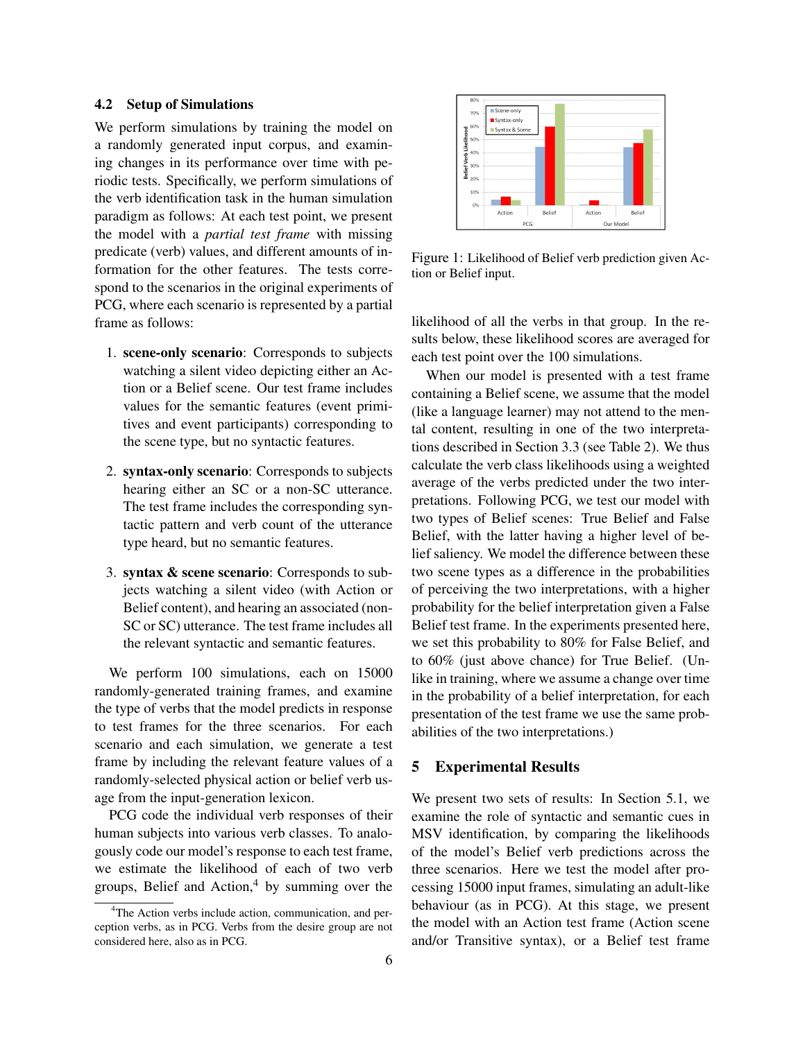### 4.2 Setup of Simulations

We perform simulations by training the model on a randomly generated input corpus, and examining changes in its performance over time with periodic tests. Specifically, we perform simulations of the verb identification task in the human simulation paradigm as follows: At each test point, we present the model with a *partial test frame* with missing predicate (verb) values, and different amounts of information for the other features. The tests correspond to the scenarios in the original experiments of PCG, where each scenario is represented by a partial frame as follows:

1. **scene-only scenario**: Corresponds to subjects watching a silent video depicting either an Action or a Belief scene. Our test frame includes values for the semantic features (event primitives and event participants) corresponding to the scene type, but no syntactic features.

2. **syntax-only scenario**: Corresponds to subjects hearing either an SC or a non-SC utterance. The test frame includes the corresponding syntactic pattern and verb count of the utterance type heard, but no semantic features.

3. **syntax & scene scenario**: Corresponds to subjects watching a silent video (with Action or Belief content), and hearing an associated (non-SC or SC) utterance. The test frame includes all the relevant syntactic and semantic features.

We perform 100 simulations, each on 15000 randomly-generated training frames, and examine the type of verbs that the model predicts in response to test frames for the three scenarios. For each scenario and each simulation, we generate a test frame by including the relevant feature values of a randomly-selected physical action or belief verb usage from the input-generation lexicon.

PCG code the individual verb responses of their human subjects into various verb classes. To analogously code our model's response to each test frame, we estimate the likelihood of each of two verb groups, Belief and Action,[4] by summing over the likelihood of all the verbs in that group. In the results below, these likelihood scores are averaged for each test point over the 100 simulations.

[4]The Action verbs include action, communication, and perception verbs, as in PCG. Verbs from the desire group are not considered here, also as in PCG.

Figure 1: Likelihood of Belief verb prediction given Action or Belief input.

When our model is presented with a test frame containing a Belief scene, we assume that the model (like a language learner) may not attend to the mental content, resulting in one of the two interpretations described in Section 3.3 (see Table 2). We thus calculate the verb class likelihoods using a weighted average of the verbs predicted under the two interpretations. Following PCG, we test our model with two types of Belief scenes: True Belief and False Belief, with the latter having a higher level of belief saliency. We model the difference between these two scene types as a difference in the probabilities of perceiving the two interpretations, with a higher probability for the belief interpretation given a False Belief test frame. In the experiments presented here, we set this probability to 80% for False Belief, and to 60% (just above chance) for True Belief. (Unlike in training, where we assume a change over time in the probability of a belief interpretation, for each presentation of the test frame we use the same probabilities of the two interpretations.)

## 5 Experimental Results

We present two sets of results: In Section 5.1, we examine the role of syntactic and semantic cues in MSV identification, by comparing the likelihoods of the model's Belief verb predictions across the three scenarios. Here we test the model after processing 15000 input frames, simulating an adult-like behaviour (as in PCG). At this stage, we present the model with an Action test frame (Action scene and/or Transitive syntax), or a Belief test frame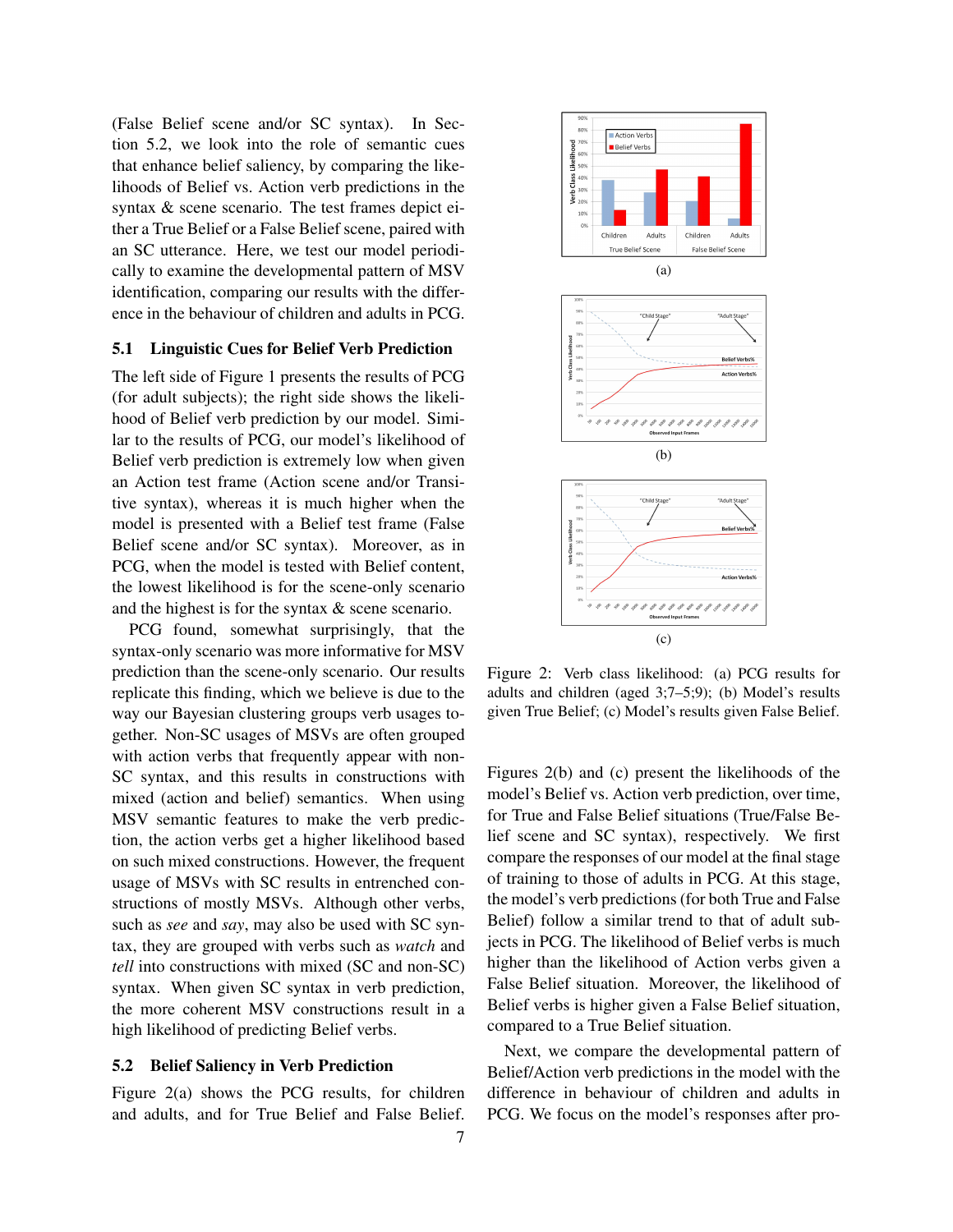(False Belief scene and/or SC syntax). In Section 5.2, we look into the role of semantic cues that enhance belief saliency, by comparing the likelihoods of Belief vs. Action verb predictions in the syntax & scene scenario. The test frames depict either a True Belief or a False Belief scene, paired with an SC utterance. Here, we test our model periodically to examine the developmental pattern of MSV identification, comparing our results with the difference in the behaviour of children and adults in PCG.

### 5.1 Linguistic Cues for Belief Verb Prediction

The left side of Figure 1 presents the results of PCG (for adult subjects); the right side shows the likelihood of Belief verb prediction by our model. Similar to the results of PCG, our model's likelihood of Belief verb prediction is extremely low when given an Action test frame (Action scene and/or Transitive syntax), whereas it is much higher when the model is presented with a Belief test frame (False Belief scene and/or SC syntax). Moreover, as in PCG, when the model is tested with Belief content, the lowest likelihood is for the scene-only scenario and the highest is for the syntax & scene scenario.

PCG found, somewhat surprisingly, that the syntax-only scenario was more informative for MSV prediction than the scene-only scenario. Our results replicate this finding, which we believe is due to the way our Bayesian clustering groups verb usages together. Non-SC usages of MSVs are often grouped with action verbs that frequently appear with non-SC syntax, and this results in constructions with mixed (action and belief) semantics. When using MSV semantic features to make the verb prediction, the action verbs get a higher likelihood based on such mixed constructions. However, the frequent usage of MSVs with SC results in entrenched constructions of mostly MSVs. Although other verbs, such as *see* and *say*, may also be used with SC syntax, they are grouped with verbs such as *watch* and *tell* into constructions with mixed (SC and non-SC) syntax. When given SC syntax in verb prediction, the more coherent MSV constructions result in a high likelihood of predicting Belief verbs.

### 5.2 Belief Saliency in Verb Prediction

Figure 2(a) shows the PCG results, for children and adults, and for True Belief and False Belief.

(a)

(b)

(c)

Figure 2: Verb class likelihood: (a) PCG results for adults and children (aged 3;7–5;9); (b) Model's results given True Belief; (c) Model's results given False Belief.

Figures 2(b) and (c) present the likelihoods of the model's Belief vs. Action verb prediction, over time, for True and False Belief situations (True/False Belief scene and SC syntax), respectively. We first compare the responses of our model at the final stage of training to those of adults in PCG. At this stage, the model's verb predictions (for both True and False Belief) follow a similar trend to that of adult subjects in PCG. The likelihood of Belief verbs is much higher than the likelihood of Action verbs given a False Belief situation. Moreover, the likelihood of Belief verbs is higher given a False Belief situation, compared to a True Belief situation.

Next, we compare the developmental pattern of Belief/Action verb predictions in the model with the difference in behaviour of children and adults in PCG. We focus on the model's responses after pro-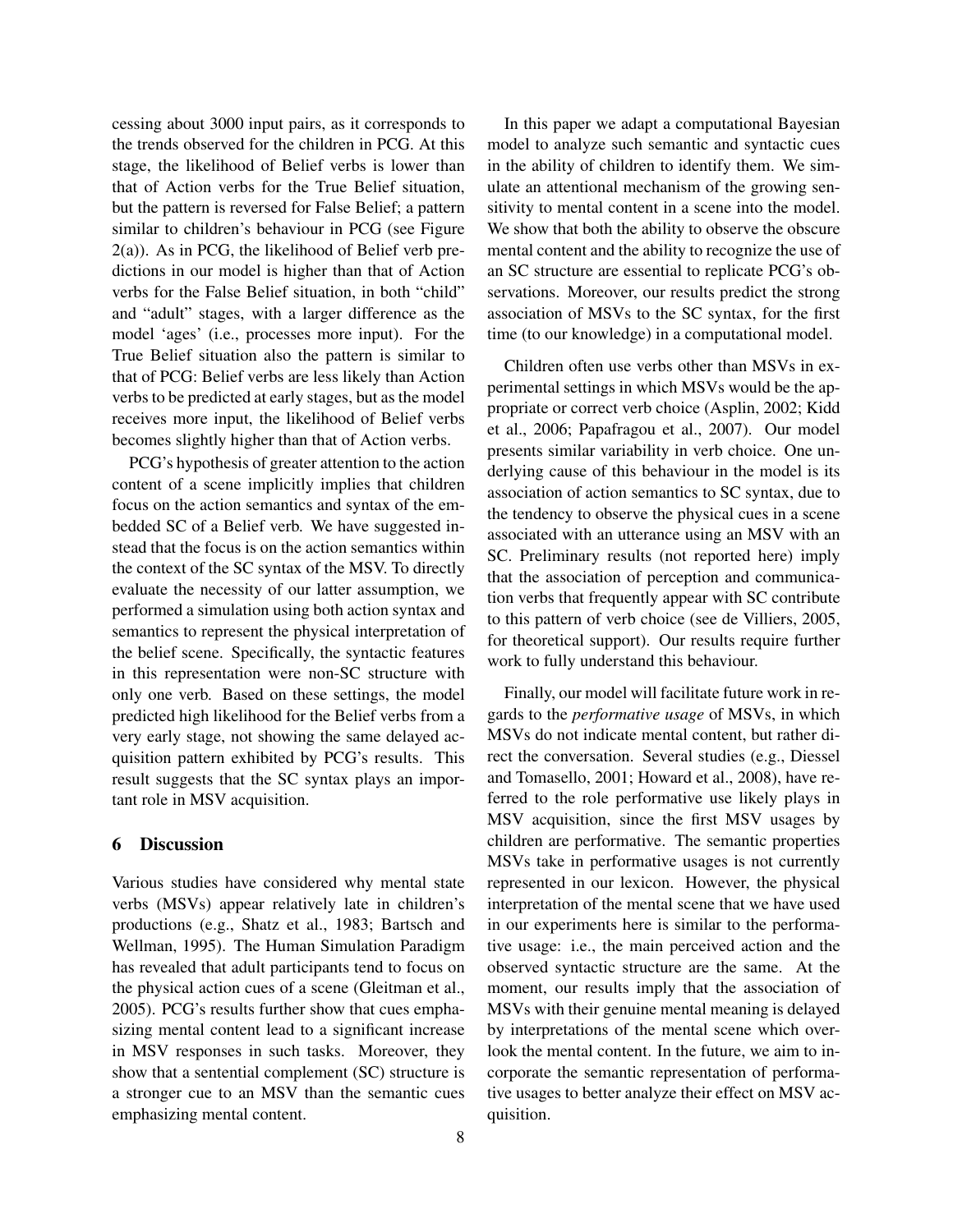cessing about 3000 input pairs, as it corresponds to the trends observed for the children in PCG. At this stage, the likelihood of Belief verbs is lower than that of Action verbs for the True Belief situation, but the pattern is reversed for False Belief; a pattern similar to children's behaviour in PCG (see Figure 2(a)). As in PCG, the likelihood of Belief verb predictions in our model is higher than that of Action verbs for the False Belief situation, in both "child" and "adult" stages, with a larger difference as the model 'ages' (i.e., processes more input). For the True Belief situation also the pattern is similar to that of PCG: Belief verbs are less likely than Action verbs to be predicted at early stages, but as the model receives more input, the likelihood of Belief verbs becomes slightly higher than that of Action verbs.

PCG's hypothesis of greater attention to the action content of a scene implicitly implies that children focus on the action semantics and syntax of the embedded SC of a Belief verb. We have suggested instead that the focus is on the action semantics within the context of the SC syntax of the MSV. To directly evaluate the necessity of our latter assumption, we performed a simulation using both action syntax and semantics to represent the physical interpretation of the belief scene. Specifically, the syntactic features in this representation were non-SC structure with only one verb. Based on these settings, the model predicted high likelihood for the Belief verbs from a very early stage, not showing the same delayed acquisition pattern exhibited by PCG's results. This result suggests that the SC syntax plays an important role in MSV acquisition.

## 6 Discussion

Various studies have considered why mental state verbs (MSVs) appear relatively late in children's productions (e.g., Shatz et al., 1983; Bartsch and Wellman, 1995). The Human Simulation Paradigm has revealed that adult participants tend to focus on the physical action cues of a scene (Gleitman et al., 2005). PCG's results further show that cues emphasizing mental content lead to a significant increase in MSV responses in such tasks. Moreover, they show that a sentential complement (SC) structure is a stronger cue to an MSV than the semantic cues emphasizing mental content.

In this paper we adapt a computational Bayesian model to analyze such semantic and syntactic cues in the ability of children to identify them. We simulate an attentional mechanism of the growing sensitivity to mental content in a scene into the model. We show that both the ability to observe the obscure mental content and the ability to recognize the use of an SC structure are essential to replicate PCG's observations. Moreover, our results predict the strong association of MSVs to the SC syntax, for the first time (to our knowledge) in a computational model.

Children often use verbs other than MSVs in experimental settings in which MSVs would be the appropriate or correct verb choice (Asplin, 2002; Kidd et al., 2006; Papafragou et al., 2007). Our model presents similar variability in verb choice. One underlying cause of this behaviour in the model is its association of action semantics to SC syntax, due to the tendency to observe the physical cues in a scene associated with an utterance using an MSV with an SC. Preliminary results (not reported here) imply that the association of perception and communication verbs that frequently appear with SC contribute to this pattern of verb choice (see de Villiers, 2005, for theoretical support). Our results require further work to fully understand this behaviour.

Finally, our model will facilitate future work in regards to the *performative usage* of MSVs, in which MSVs do not indicate mental content, but rather direct the conversation. Several studies (e.g., Diessel and Tomasello, 2001; Howard et al., 2008), have referred to the role performative use likely plays in MSV acquisition, since the first MSV usages by children are performative. The semantic properties MSVs take in performative usages is not currently represented in our lexicon. However, the physical interpretation of the mental scene that we have used in our experiments here is similar to the performative usage: i.e., the main perceived action and the observed syntactic structure are the same. At the moment, our results imply that the association of MSVs with their genuine mental meaning is delayed by interpretations of the mental scene which overlook the mental content. In the future, we aim to incorporate the semantic representation of performative usages to better analyze their effect on MSV acquisition.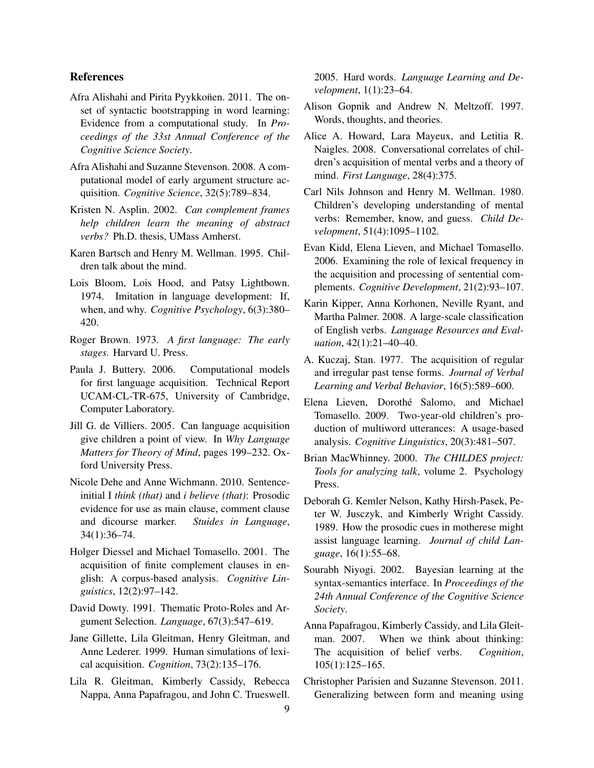## References

Afra Alishahi and Pirita Pyykkoñen. 2011. The onset of syntactic bootstrapping in word learning: Evidence from a computational study. In *Proceedings of the 33st Annual Conference of the Cognitive Science Society*.

Afra Alishahi and Suzanne Stevenson. 2008. A computational model of early argument structure acquisition. *Cognitive Science*, 32(5):789–834.

Kristen N. Asplin. 2002. *Can complement frames help children learn the meaning of abstract verbs?* Ph.D. thesis, UMass Amherst.

Karen Bartsch and Henry M. Wellman. 1995. Children talk about the mind.

Lois Bloom, Lois Hood, and Patsy Lightbown. 1974. Imitation in language development: If, when, and why. *Cognitive Psychology*, 6(3):380–420.

Roger Brown. 1973. *A first language: The early stages.* Harvard U. Press.

Paula J. Buttery. 2006. Computational models for first language acquisition. Technical Report UCAM-CL-TR-675, University of Cambridge, Computer Laboratory.

Jill G. de Villiers. 2005. Can language acquisition give children a point of view. In *Why Language Matters for Theory of Mind*, pages 199–232. Oxford University Press.

Nicole Dehe and Anne Wichmann. 2010. Sentence-initial I *think (that)* and *i believe (that)*: Prosodic evidence for use as main clause, comment clause and dicourse marker. *Stuides in Language*, 34(1):36–74.

Holger Diessel and Michael Tomasello. 2001. The acquisition of finite complement clauses in english: A corpus-based analysis. *Cognitive Linguistics*, 12(2):97–142.

David Dowty. 1991. Thematic Proto-Roles and Argument Selection. *Language*, 67(3):547–619.

Jane Gillette, Lila Gleitman, Henry Gleitman, and Anne Lederer. 1999. Human simulations of lexical acquisition. *Cognition*, 73(2):135–176.

Lila R. Gleitman, Kimberly Cassidy, Rebecca Nappa, Anna Papafragou, and John C. Trueswell. 2005. Hard words. *Language Learning and Development*, 1(1):23–64.

Alison Gopnik and Andrew N. Meltzoff. 1997. Words, thoughts, and theories.

Alice A. Howard, Lara Mayeux, and Letitia R. Naigles. 2008. Conversational correlates of children's acquisition of mental verbs and a theory of mind. *First Language*, 28(4):375.

Carl Nils Johnson and Henry M. Wellman. 1980. Children's developing understanding of mental verbs: Remember, know, and guess. *Child Development*, 51(4):1095–1102.

Evan Kidd, Elena Lieven, and Michael Tomasello. 2006. Examining the role of lexical frequency in the acquisition and processing of sentential complements. *Cognitive Development*, 21(2):93–107.

Karin Kipper, Anna Korhonen, Neville Ryant, and Martha Palmer. 2008. A large-scale classification of English verbs. *Language Resources and Evaluation*, 42(1):21–40–40.

A. Kuczaj, Stan. 1977. The acquisition of regular and irregular past tense forms. *Journal of Verbal Learning and Verbal Behavior*, 16(5):589–600.

Elena Lieven, Dorothé Salomo, and Michael Tomasello. 2009. Two-year-old children's production of multiword utterances: A usage-based analysis. *Cognitive Linguistics*, 20(3):481–507.

Brian MacWhinney. 2000. *The CHILDES project: Tools for analyzing talk*, volume 2. Psychology Press.

Deborah G. Kemler Nelson, Kathy Hirsh-Pasek, Peter W. Jusczyk, and Kimberly Wright Cassidy. 1989. How the prosodic cues in motherese might assist language learning. *Journal of child Language*, 16(1):55–68.

Sourabh Niyogi. 2002. Bayesian learning at the syntax-semantics interface. In *Proceedings of the 24th Annual Conference of the Cognitive Science Society*.

Anna Papafragou, Kimberly Cassidy, and Lila Gleitman. 2007. When we think about thinking: The acquisition of belief verbs. *Cognition*, 105(1):125–165.

Christopher Parisien and Suzanne Stevenson. 2011. Generalizing between form and meaning using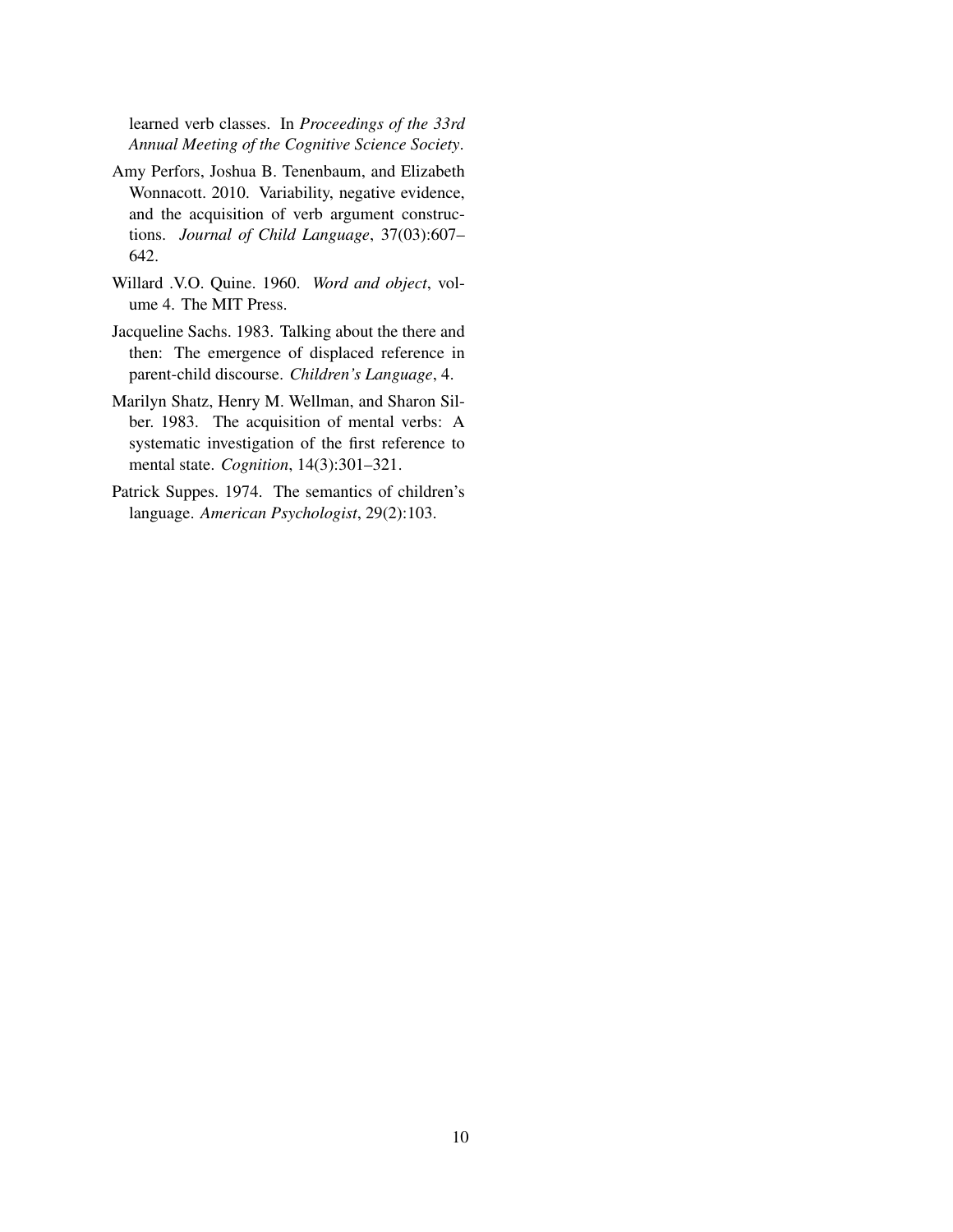learned verb classes. In *Proceedings of the 33rd Annual Meeting of the Cognitive Science Society*.

Amy Perfors, Joshua B. Tenenbaum, and Elizabeth Wonnacott. 2010. Variability, negative evidence, and the acquisition of verb argument constructions. *Journal of Child Language*, 37(03):607–642.

Willard .V.O. Quine. 1960. *Word and object*, volume 4. The MIT Press.

Jacqueline Sachs. 1983. Talking about the there and then: The emergence of displaced reference in parent-child discourse. *Children's Language*, 4.

Marilyn Shatz, Henry M. Wellman, and Sharon Silber. 1983. The acquisition of mental verbs: A systematic investigation of the first reference to mental state. *Cognition*, 14(3):301–321.

Patrick Suppes. 1974. The semantics of children's language. *American Psychologist*, 29(2):103.